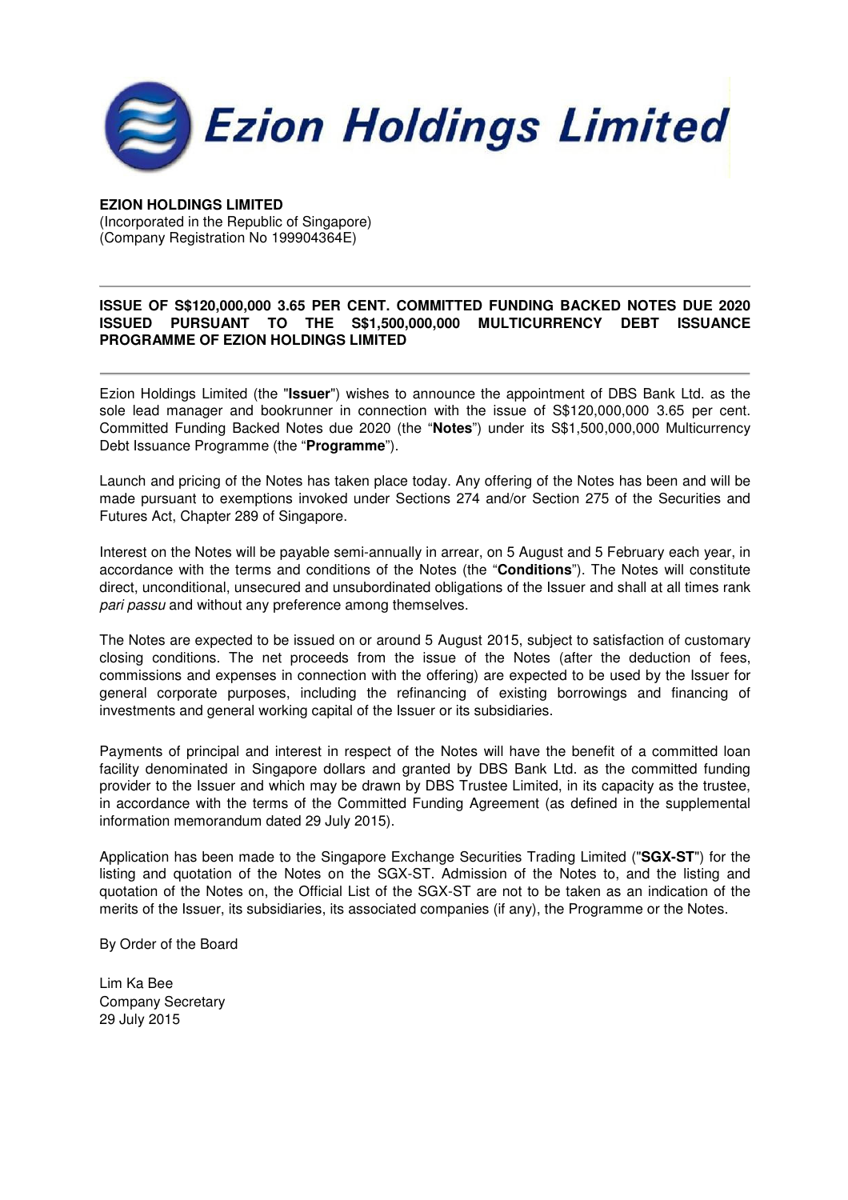Ezion Holdings Limited

**EZION HOLDINGS LIMITED**
(Incorporated in the Republic of Singapore)
(Company Registration No 199904364E)

---

## ISSUE OF S$120,000,000 3.65 PER CENT. COMMITTED FUNDING BACKED NOTES DUE 2020 ISSUED PURSUANT TO THE S$1,500,000,000 MULTICURRENCY DEBT ISSUANCE PROGRAMME OF EZION HOLDINGS LIMITED

---

Ezion Holdings Limited (the "**Issuer**") wishes to announce the appointment of DBS Bank Ltd. as the sole lead manager and bookrunner in connection with the issue of S$120,000,000 3.65 per cent. Committed Funding Backed Notes due 2020 (the "**Notes**") under its S$1,500,000,000 Multicurrency Debt Issuance Programme (the "**Programme**").

Launch and pricing of the Notes has taken place today. Any offering of the Notes has been and will be made pursuant to exemptions invoked under Sections 274 and/or Section 275 of the Securities and Futures Act, Chapter 289 of Singapore.

Interest on the Notes will be payable semi-annually in arrear, on 5 August and 5 February each year, in accordance with the terms and conditions of the Notes (the "**Conditions**"). The Notes will constitute direct, unconditional, unsecured and unsubordinated obligations of the Issuer and shall at all times rank *pari passu* and without any preference among themselves.

The Notes are expected to be issued on or around 5 August 2015, subject to satisfaction of customary closing conditions. The net proceeds from the issue of the Notes (after the deduction of fees, commissions and expenses in connection with the offering) are expected to be used by the Issuer for general corporate purposes, including the refinancing of existing borrowings and financing of investments and general working capital of the Issuer or its subsidiaries.

Payments of principal and interest in respect of the Notes will have the benefit of a committed loan facility denominated in Singapore dollars and granted by DBS Bank Ltd. as the committed funding provider to the Issuer and which may be drawn by DBS Trustee Limited, in its capacity as the trustee, in accordance with the terms of the Committed Funding Agreement (as defined in the supplemental information memorandum dated 29 July 2015).

Application has been made to the Singapore Exchange Securities Trading Limited ("**SGX-ST**") for the listing and quotation of the Notes on the SGX-ST. Admission of the Notes to, and the listing and quotation of the Notes on, the Official List of the SGX-ST are not to be taken as an indication of the merits of the Issuer, its subsidiaries, its associated companies (if any), the Programme or the Notes.

By Order of the Board

Lim Ka Bee
Company Secretary
29 July 2015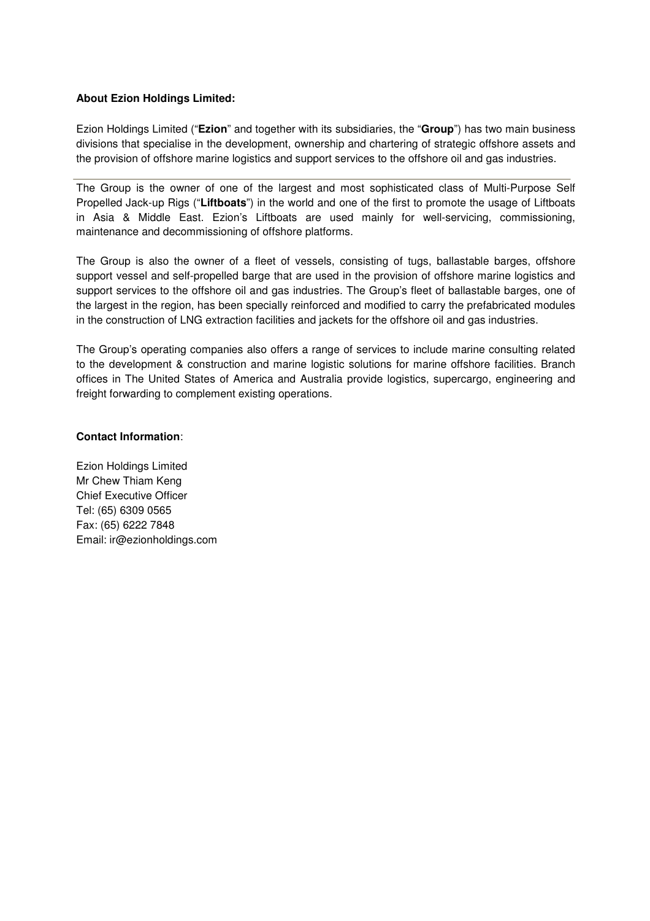**About Ezion Holdings Limited:**

Ezion Holdings Limited ("**Ezion**" and together with its subsidiaries, the "**Group**") has two main business divisions that specialise in the development, ownership and chartering of strategic offshore assets and the provision of offshore marine logistics and support services to the offshore oil and gas industries.

---

The Group is the owner of one of the largest and most sophisticated class of Multi-Purpose Self Propelled Jack-up Rigs ("**Liftboats**") in the world and one of the first to promote the usage of Liftboats in Asia & Middle East. Ezion's Liftboats are used mainly for well-servicing, commissioning, maintenance and decommissioning of offshore platforms.

The Group is also the owner of a fleet of vessels, consisting of tugs, ballastable barges, offshore support vessel and self-propelled barge that are used in the provision of offshore marine logistics and support services to the offshore oil and gas industries. The Group's fleet of ballastable barges, one of the largest in the region, has been specially reinforced and modified to carry the prefabricated modules in the construction of LNG extraction facilities and jackets for the offshore oil and gas industries.

The Group's operating companies also offers a range of services to include marine consulting related to the development & construction and marine logistic solutions for marine offshore facilities. Branch offices in The United States of America and Australia provide logistics, supercargo, engineering and freight forwarding to complement existing operations.

**Contact Information**:

Ezion Holdings Limited
Mr Chew Thiam Keng
Chief Executive Officer
Tel: (65) 6309 0565
Fax: (65) 6222 7848
Email: ir@ezionholdings.com